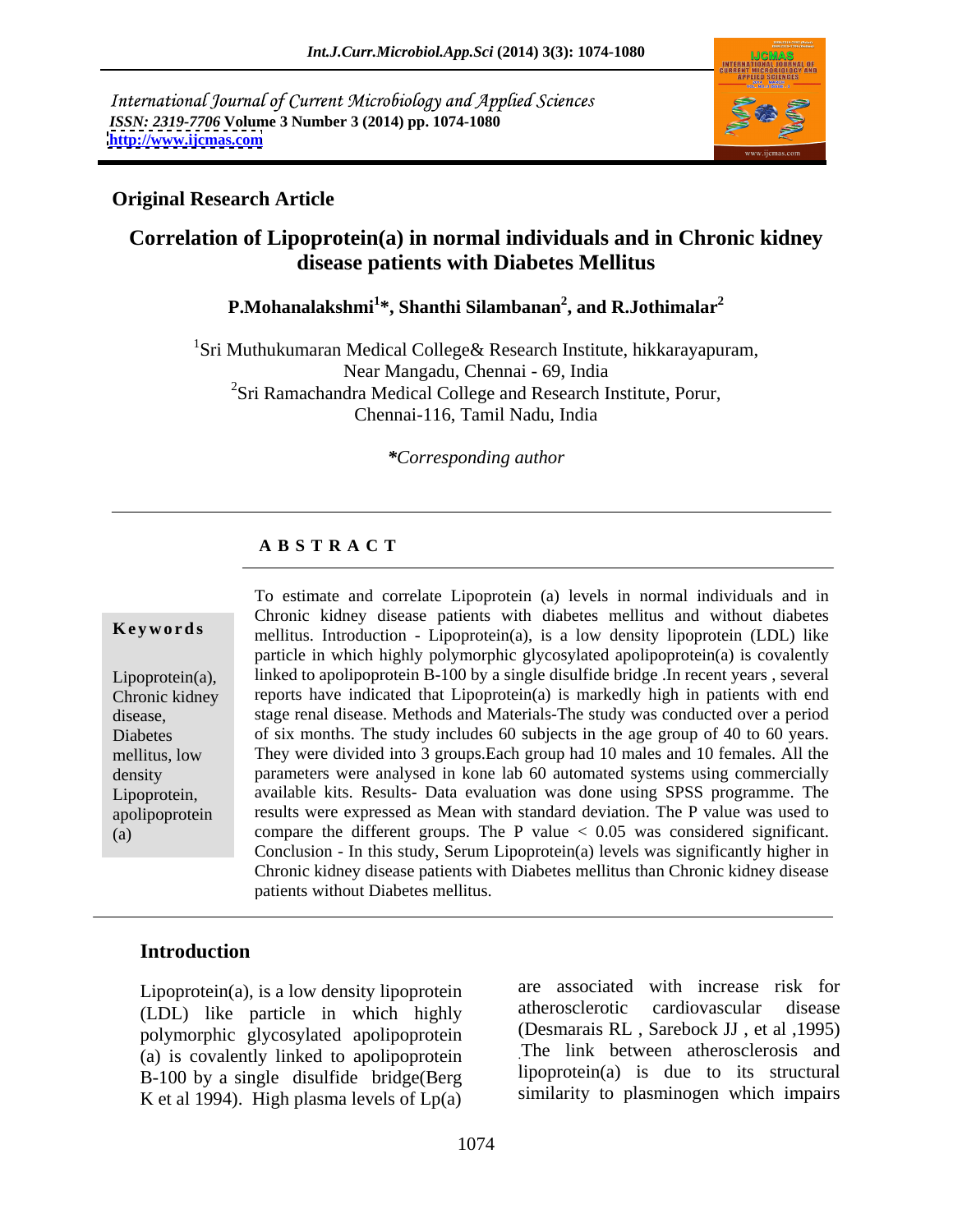International Journal of Current Microbiology and Applied Sciences
*ISSN: 2319-7706* **Volume 3 Number 3 (2014) pp. 1074-1080**
**http://www.ijcmas.com**

**Original Research Article**

# Correlation of Lipoprotein(a) in normal individuals and in Chronic kidney disease patients with Diabetes Mellitus

**P.Mohanalakshmi[1]\*, Shanthi Silambanan[2], and R.Jothimalar[2]**

[1]Sri Muthukumaran Medical College& Research Institute, hikkarayapuram, Near Mangadu, Chennai - 69, India
[2]Sri Ramachandra Medical College and Research Institute, Porur, Chennai-116, Tamil Nadu, India

*\*Corresponding author*

## A B S T R A C T

**Keywords**

Lipoprotein(a), Chronic kidney disease, Diabetes mellitus, low density Lipoprotein, apolipoprotein (a)

To estimate and correlate Lipoprotein (a) levels in normal individuals and in Chronic kidney disease patients with diabetes mellitus and without diabetes mellitus. Introduction - Lipoprotein(a), is a low density lipoprotein (LDL) like particle in which highly polymorphic glycosylated apolipoprotein(a) is covalently linked to apolipoprotein B-100 by a single disulfide bridge .In recent years , several reports have indicated that Lipoprotein(a) is markedly high in patients with end stage renal disease. Methods and Materials-The study was conducted over a period of six months. The study includes 60 subjects in the age group of 40 to 60 years. They were divided into 3 groups.Each group had 10 males and 10 females. All the parameters were analysed in kone lab 60 automated systems using commercially available kits. Results- Data evaluation was done using SPSS programme. The results were expressed as Mean with standard deviation. The P value was used to compare the different groups. The P value < 0.05 was considered significant. Conclusion - In this study, Serum Lipoprotein(a) levels was significantly higher in Chronic kidney disease patients with Diabetes mellitus than Chronic kidney disease patients without Diabetes mellitus.

## Introduction

Lipoprotein(a), is a low density lipoprotein (LDL) like particle in which highly polymorphic glycosylated apolipoprotein (a) is covalently linked to apolipoprotein B-100 by a single disulfide bridge(Berg K et al 1994). High plasma levels of Lp(a) are associated with increase risk for atherosclerotic cardiovascular disease (Desmarais RL , Sarebock JJ , et al ,1995) .The link between atherosclerosis and lipoprotein(a) is due to its structural similarity to plasminogen which impairs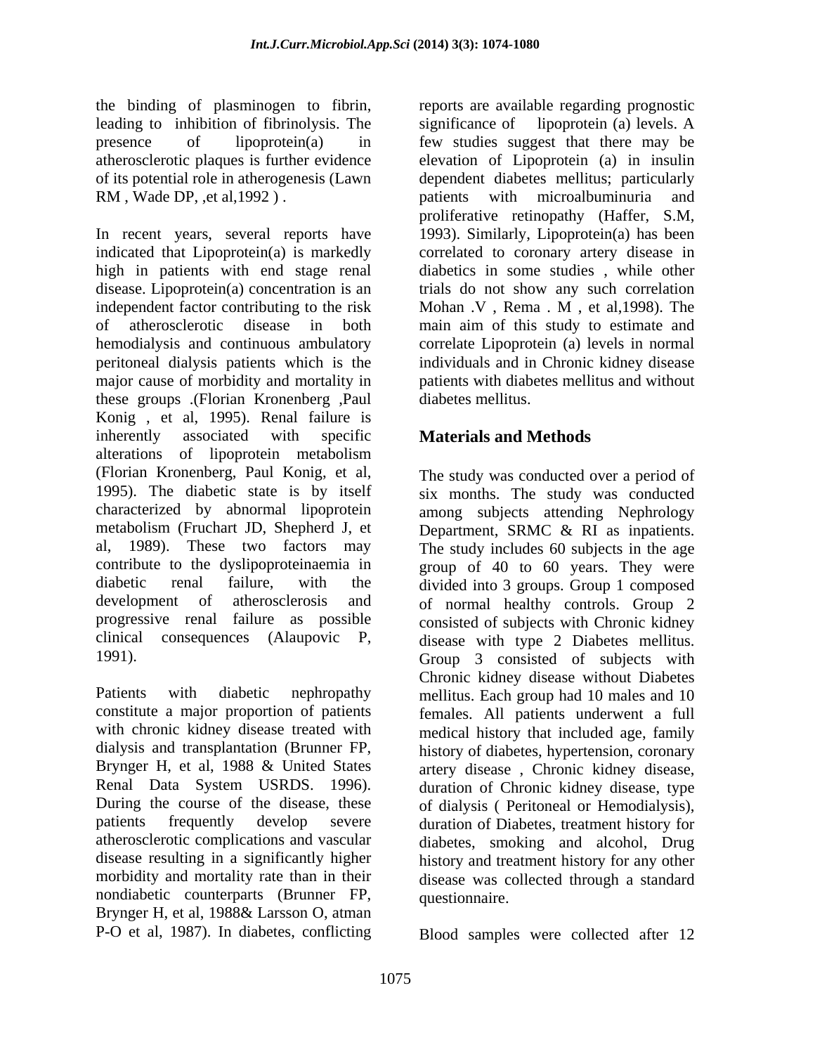the binding of plasminogen to fibrin, leading to inhibition of fibrinolysis. The presence of lipoprotein(a) in atherosclerotic plaques is further evidence of its potential role in atherogenesis (Lawn RM , Wade DP, ,et al,1992 ) .

In recent years, several reports have indicated that Lipoprotein(a) is markedly high in patients with end stage renal disease. Lipoprotein(a) concentration is an independent factor contributing to the risk of atherosclerotic disease in both hemodialysis and continuous ambulatory peritoneal dialysis patients which is the major cause of morbidity and mortality in these groups .(Florian Kronenberg ,Paul Konig , et al, 1995). Renal failure is inherently associated with specific alterations of lipoprotein metabolism (Florian Kronenberg, Paul Konig, et al, 1995). The diabetic state is by itself characterized by abnormal lipoprotein metabolism (Fruchart JD, Shepherd J, et al, 1989). These two factors may contribute to the dyslipoproteinaemia in diabetic renal failure, with the development of atherosclerosis and progressive renal failure as possible clinical consequences (Alaupovic P, 1991).

Patients with diabetic nephropathy constitute a major proportion of patients with chronic kidney disease treated with dialysis and transplantation (Brunner FP, Brynger H, et al, 1988 & United States Renal Data System USRDS. 1996). During the course of the disease, these patients frequently develop severe atherosclerotic complications and vascular disease resulting in a significantly higher morbidity and mortality rate than in their nondiabetic counterparts (Brunner FP, Brynger H, et al, 1988& Larsson O, atman P-O et al, 1987). In diabetes, conflicting reports are available regarding prognostic significance of lipoprotein (a) levels. A few studies suggest that there may be elevation of Lipoprotein (a) in insulin dependent diabetes mellitus; particularly patients with microalbuminuria and proliferative retinopathy (Haffer, S.M, 1993). Similarly, Lipoprotein(a) has been correlated to coronary artery disease in diabetics in some studies , while other trials do not show any such correlation Mohan .V , Rema . M , et al,1998). The main aim of this study to estimate and correlate Lipoprotein (a) levels in normal individuals and in Chronic kidney disease patients with diabetes mellitus and without diabetes mellitus.

## Materials and Methods

The study was conducted over a period of six months. The study was conducted among subjects attending Nephrology Department, SRMC & RI as inpatients. The study includes 60 subjects in the age group of 40 to 60 years. They were divided into 3 groups. Group 1 composed of normal healthy controls. Group 2 consisted of subjects with Chronic kidney disease with type 2 Diabetes mellitus. Group 3 consisted of subjects with Chronic kidney disease without Diabetes mellitus. Each group had 10 males and 10 females. All patients underwent a full medical history that included age, family history of diabetes, hypertension, coronary artery disease , Chronic kidney disease, duration of Chronic kidney disease, type of dialysis ( Peritoneal or Hemodialysis), duration of Diabetes, treatment history for diabetes, smoking and alcohol, Drug history and treatment history for any other disease was collected through a standard questionnaire.

Blood samples were collected after 12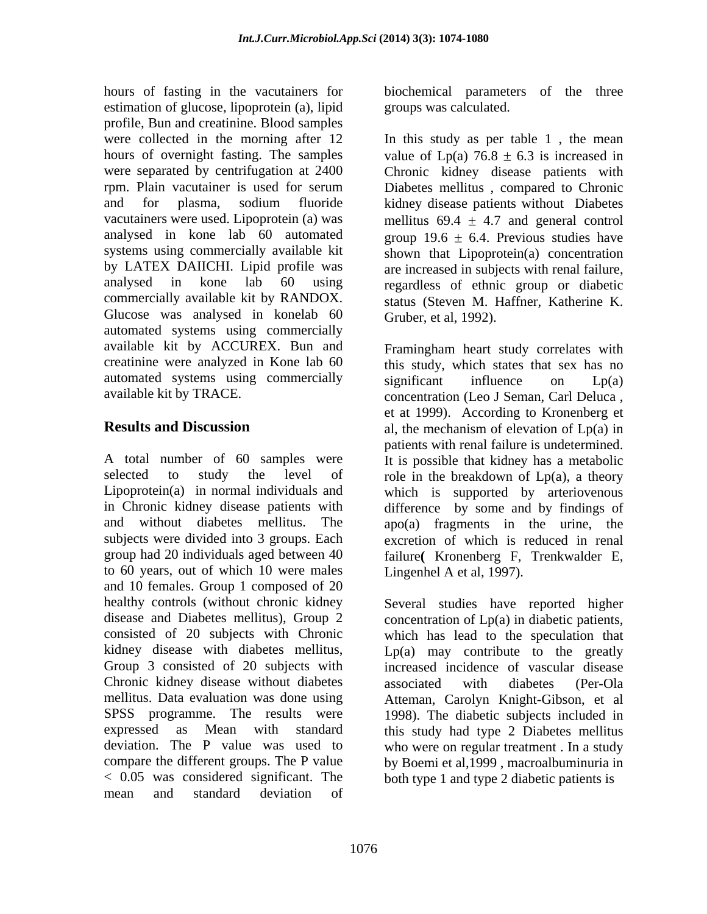hours of fasting in the vacutainers for estimation of glucose, lipoprotein (a), lipid profile, Bun and creatinine. Blood samples were collected in the morning after 12 hours of overnight fasting. The samples were separated by centrifugation at 2400 rpm. Plain vacutainer is used for serum and for plasma, sodium fluoride vacutainers were used. Lipoprotein (a) was analysed in kone lab 60 automated systems using commercially available kit by LATEX DAIICHI. Lipid profile was analysed in kone lab 60 using commercially available kit by RANDOX. Glucose was analysed in konelab 60 automated systems using commercially available kit by ACCUREX. Bun and creatinine were analyzed in Kone lab 60 automated systems using commercially available kit by TRACE.

## Results and Discussion

A total number of 60 samples were selected to study the level of Lipoprotein(a) in normal individuals and in Chronic kidney disease patients with and without diabetes mellitus. The subjects were divided into 3 groups. Each group had 20 individuals aged between 40 to 60 years, out of which 10 were males and 10 females. Group 1 composed of 20 healthy controls (without chronic kidney disease and Diabetes mellitus), Group 2 consisted of 20 subjects with Chronic kidney disease with diabetes mellitus, Group 3 consisted of 20 subjects with Chronic kidney disease without diabetes mellitus. Data evaluation was done using SPSS programme. The results were expressed as Mean with standard deviation. The P value was used to compare the different groups. The P value $< 0.05$ was considered significant. The mean and standard deviation of biochemical parameters of the three groups was calculated.

In this study as per table 1 , the mean value of Lp(a) $76.8 \pm 6.3$ is increased in Chronic kidney disease patients with Diabetes mellitus , compared to Chronic kidney disease patients without Diabetes mellitus $69.4 \pm 4.7$ and general control group $19.6 \pm 6.4$. Previous studies have shown that Lipoprotein(a) concentration are increased in subjects with renal failure, regardless of ethnic group or diabetic status (Steven M. Haffner, Katherine K. Gruber, et al, 1992).

Framingham heart study correlates with this study, which states that sex has no significant influence on Lp(a) concentration (Leo J Seman, Carl Deluca , et at 1999). According to Kronenberg et al, the mechanism of elevation of Lp(a) in patients with renal failure is undetermined. It is possible that kidney has a metabolic role in the breakdown of Lp(a), a theory which is supported by arteriovenous difference by some and by findings of apo(a) fragments in the urine, the excretion of which is reduced in renal failure**(** Kronenberg F, Trenkwalder E, Lingenhel A et al, 1997).

Several studies have reported higher concentration of Lp(a) in diabetic patients, which has lead to the speculation that Lp(a) may contribute to the greatly increased incidence of vascular disease associated with diabetes (Per-Ola Atteman, Carolyn Knight-Gibson, et al 1998). The diabetic subjects included in this study had type 2 Diabetes mellitus who were on regular treatment . In a study by Boemi et al,1999 , macroalbuminuria in both type 1 and type 2 diabetic patients is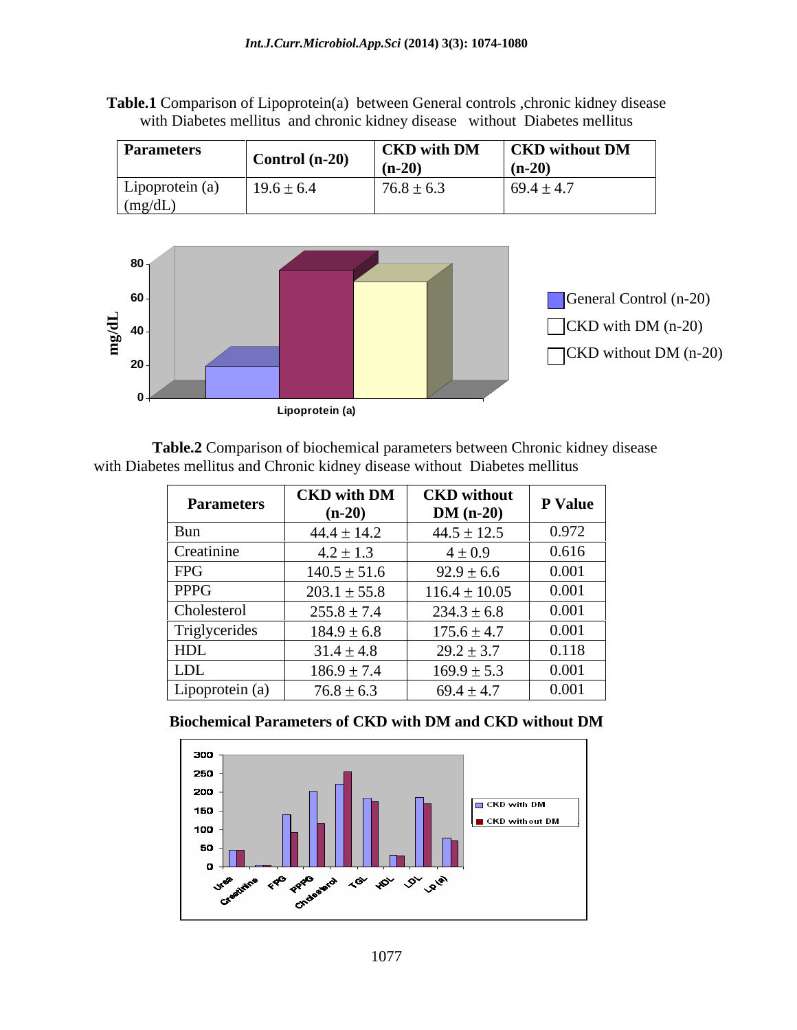**Table.1** Comparison of Lipoprotein(a) between General controls ,chronic kidney disease with Diabetes mellitus and chronic kidney disease without Diabetes mellitus

| Parameters | Control (n-20) | CKD with DM (n-20) | CKD without DM (n-20) |
|---|---|---|---|
| Lipoprotein (a) (mg/dL) | 19.6 ± 6.4 | 76.8 ± 6.3 | 69.4 ± 4.7 |

**Table.2** Comparison of biochemical parameters between Chronic kidney disease with Diabetes mellitus and Chronic kidney disease without Diabetes mellitus

| Parameters | CKD with DM (n-20) | CKD without DM (n-20) | P Value |
|---|---|---|---|
| Bun | 44.4 ± 14.2 | 44.5 ± 12.5 | 0.972 |
| Creatinine | 4.2 ± 1.3 | 4 ± 0.9 | 0.616 |
| FPG | 140.5 ± 51.6 | 92.9 ± 6.6 | 0.001 |
| PPPG | 203.1 ± 55.8 | 116.4 ± 10.05 | 0.001 |
| Cholesterol | 255.8 ± 7.4 | 234.3 ± 6.8 | 0.001 |
| Triglycerides | 184.9 ± 6.8 | 175.6 ± 4.7 | 0.001 |
| HDL | 31.4 ± 4.8 | 29.2 ± 3.7 | 0.118 |
| LDL | 186.9 ± 7.4 | 169.9 ± 5.3 | 0.001 |
| Lipoprotein (a) | 76.8 ± 6.3 | 69.4 ± 4.7 | 0.001 |

**Biochemical Parameters of CKD with DM and CKD without DM**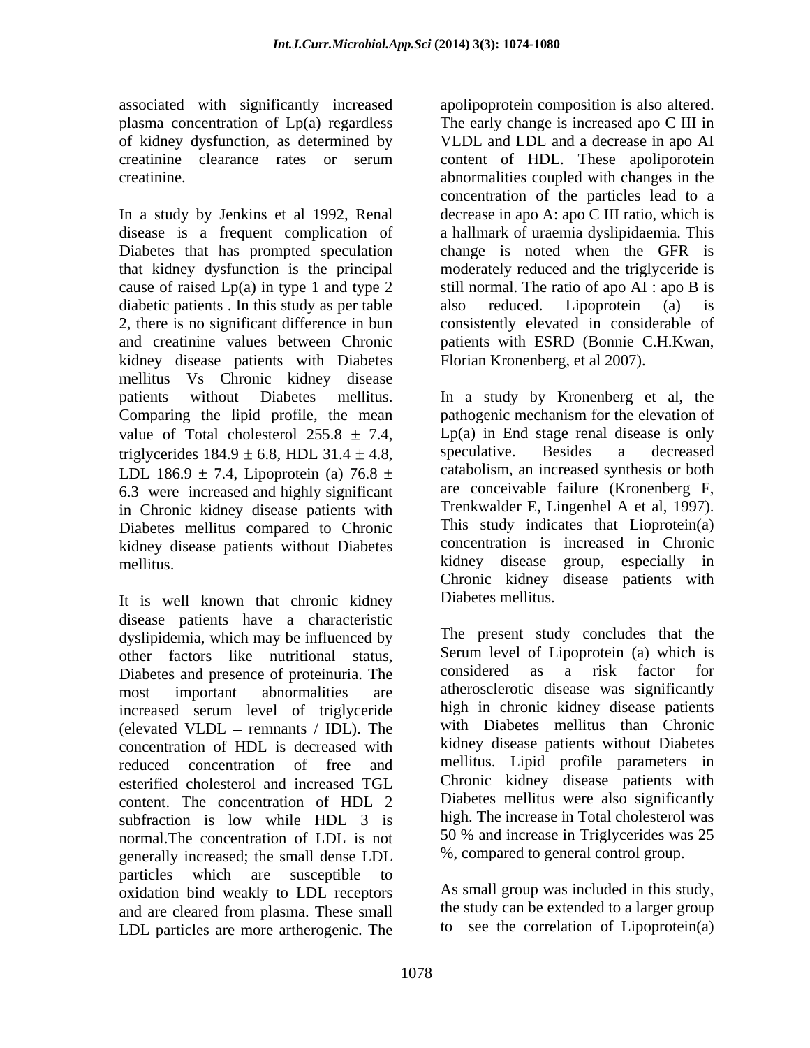associated with significantly increased plasma concentration of Lp(a) regardless of kidney dysfunction, as determined by creatinine clearance rates or serum creatinine.

In a study by Jenkins et al 1992, Renal disease is a frequent complication of Diabetes that has prompted speculation that kidney dysfunction is the principal cause of raised Lp(a) in type 1 and type 2 diabetic patients . In this study as per table 2, there is no significant difference in bun and creatinine values between Chronic kidney disease patients with Diabetes mellitus Vs Chronic kidney disease patients without Diabetes mellitus. Comparing the lipid profile, the mean value of Total cholesterol 255.8 $\pm$ 7.4, triglycerides 184.9 $\pm$ 6.8, HDL 31.4 $\pm$ 4.8, LDL 186.9 $\pm$ 7.4, Lipoprotein (a) 76.8 $\pm$ 6.3 were increased and highly significant in Chronic kidney disease patients with Diabetes mellitus compared to Chronic kidney disease patients without Diabetes mellitus.

It is well known that chronic kidney disease patients have a characteristic dyslipidemia, which may be influenced by other factors like nutritional status, Diabetes and presence of proteinuria. The most important abnormalities are increased serum level of triglyceride (elevated VLDL – remnants / IDL). The concentration of HDL is decreased with reduced concentration of free and esterified cholesterol and increased TGL content. The concentration of HDL 2 subfraction is low while HDL 3 is normal.The concentration of LDL is not generally increased; the small dense LDL particles which are susceptible to oxidation bind weakly to LDL receptors and are cleared from plasma. These small LDL particles are more artherogenic. The apolipoprotein composition is also altered. The early change is increased apo C III in VLDL and LDL and a decrease in apo AI content of HDL. These apoliporotein abnormalities coupled with changes in the concentration of the particles lead to a decrease in apo A: apo C III ratio, which is a hallmark of uraemia dyslipidaemia. This change is noted when the GFR is moderately reduced and the triglyceride is still normal. The ratio of apo AI : apo B is also reduced. Lipoprotein (a) is consistently elevated in considerable of patients with ESRD (Bonnie C.H.Kwan, Florian Kronenberg, et al 2007).

In a study by Kronenberg et al, the pathogenic mechanism for the elevation of Lp(a) in End stage renal disease is only speculative. Besides a decreased catabolism, an increased synthesis or both are conceivable failure (Kronenberg F, Trenkwalder E, Lingenhel A et al, 1997). This study indicates that Lioprotein(a) concentration is increased in Chronic kidney disease group, especially in Chronic kidney disease patients with Diabetes mellitus.

The present study concludes that the Serum level of Lipoprotein (a) which is considered as a risk factor for atherosclerotic disease was significantly high in chronic kidney disease patients with Diabetes mellitus than Chronic kidney disease patients without Diabetes mellitus. Lipid profile parameters in Chronic kidney disease patients with Diabetes mellitus were also significantly high. The increase in Total cholesterol was 50 % and increase in Triglycerides was 25 %, compared to general control group.

As small group was included in this study, the study can be extended to a larger group to see the correlation of Lipoprotein(a)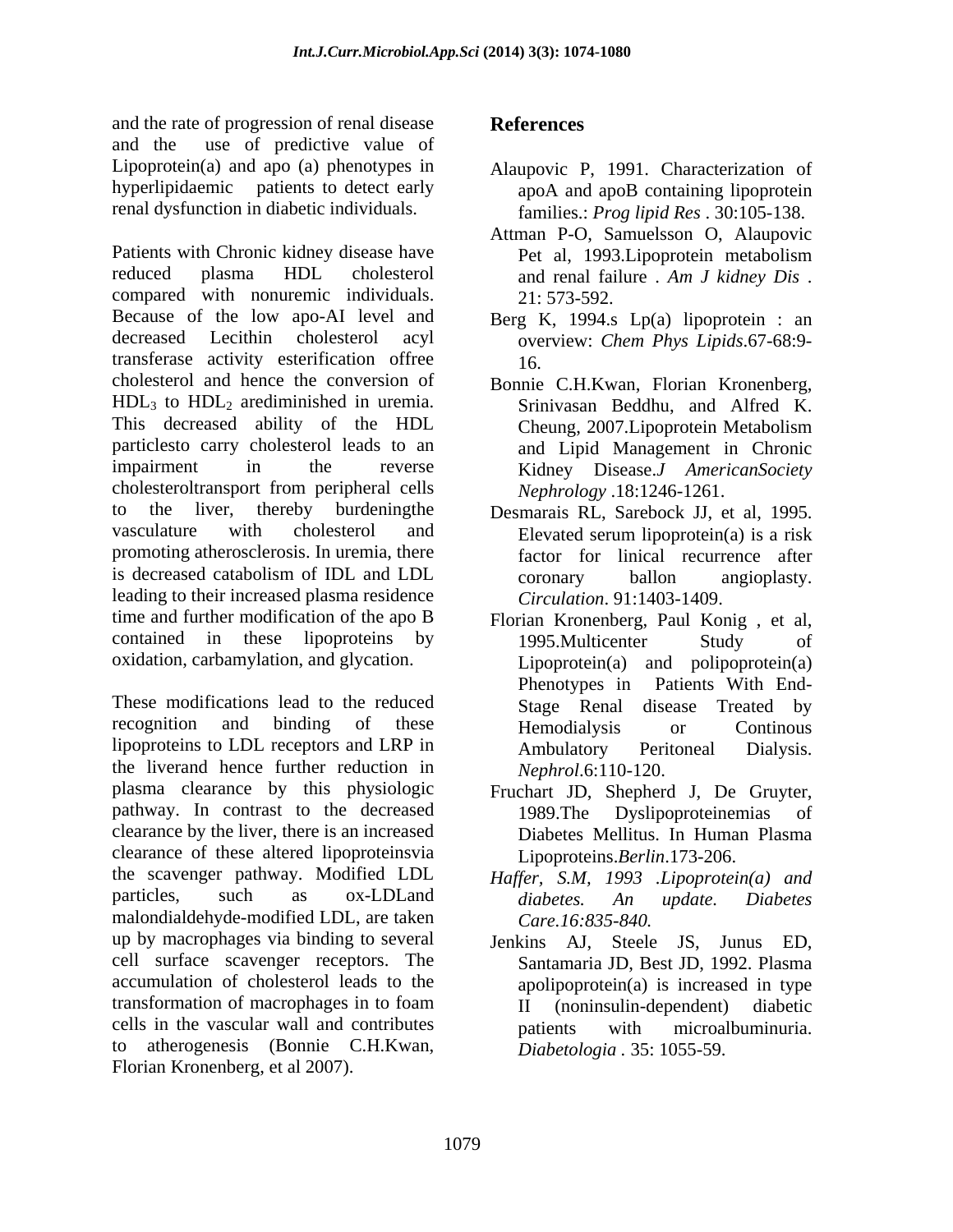and the rate of progression of renal disease and the use of predictive value of Lipoprotein(a) and apo (a) phenotypes in hyperlipidaemic patients to detect early renal dysfunction in diabetic individuals.

Patients with Chronic kidney disease have reduced plasma HDL cholesterol compared with nonuremic individuals. Because of the low apo-AI level and decreased Lecithin cholesterol acyl transferase activity esterification offree cholesterol and hence the conversion of $HDL_3$ to $HDL_2$ arediminished in uremia. This decreased ability of the HDL particlesto carry cholesterol leads to an impairment in the reverse cholesteroltransport from peripheral cells to the liver, thereby burdeningthe vasculature with cholesterol and promoting atherosclerosis. In uremia, there is decreased catabolism of IDL and LDL leading to their increased plasma residence time and further modification of the apo B contained in these lipoproteins by oxidation, carbamylation, and glycation.

These modifications lead to the reduced recognition and binding of these lipoproteins to LDL receptors and LRP in the liverand hence further reduction in plasma clearance by this physiologic pathway. In contrast to the decreased clearance by the liver, there is an increased clearance of these altered lipoproteinsvia the scavenger pathway. Modified LDL particles, such as ox-LDLand malondialdehyde-modified LDL, are taken up by macrophages via binding to several cell surface scavenger receptors. The accumulation of cholesterol leads to the transformation of macrophages in to foam cells in the vascular wall and contributes to atherogenesis (Bonnie C.H.Kwan, Florian Kronenberg, et al 2007).

## References

Alaupovic P, 1991. Characterization of apoA and apoB containing lipoprotein families.: *Prog lipid Res* . 30:105-138.

Attman P-O, Samuelsson O, Alaupovic Pet al, 1993.Lipoprotein metabolism and renal failure . *Am J kidney Dis* . 21: 573-592.

Berg K, 1994.s Lp(a) lipoprotein : an overview: *Chem Phys Lipids*.67-68:9-16.

Bonnie C.H.Kwan, Florian Kronenberg, Srinivasan Beddhu, and Alfred K. Cheung, 2007.Lipoprotein Metabolism and Lipid Management in Chronic Kidney Disease.*J AmericanSociety Nephrology* .18:1246-1261.

Desmarais RL, Sarebock JJ, et al, 1995. Elevated serum lipoprotein(a) is a risk factor for linical recurrence after coronary ballon angioplasty. *Circulation*. 91:1403-1409.

Florian Kronenberg, Paul Konig , et al, 1995.Multicenter Study of Lipoprotein(a) and polipoprotein(a) Phenotypes in Patients With End-Stage Renal disease Treated by Hemodialysis or Continous Ambulatory Peritoneal Dialysis. *Nephrol*.6:110-120.

Fruchart JD, Shepherd J, De Gruyter, 1989.The Dyslipoproteinemias of Diabetes Mellitus. In Human Plasma Lipoproteins.*Berlin*.173-206.

*Haffer, S.M, 1993 .Lipoprotein(a) and diabetes. An update. Diabetes Care.16:835-840.*

Jenkins AJ, Steele JS, Junus ED, Santamaria JD, Best JD, 1992. Plasma apolipoprotein(a) is increased in type II (noninsulin-dependent) diabetic patients with microalbuminuria. *Diabetologia* . 35: 1055-59.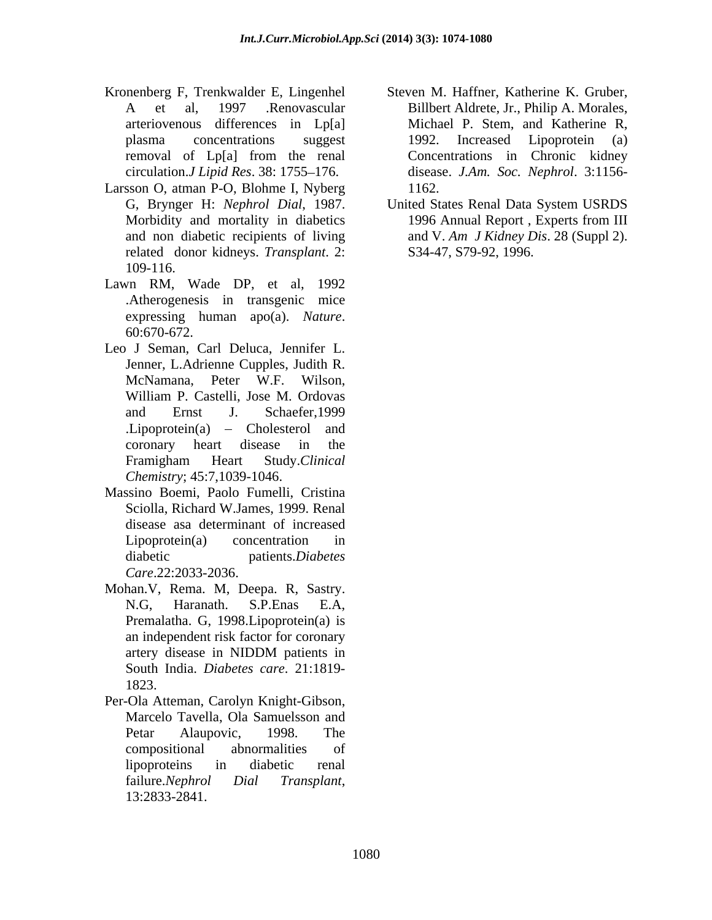Kronenberg F, Trenkwalder E, Lingenhel A et al, 1997 .Renovascular arteriovenous differences in Lp[a] plasma concentrations suggest removal of Lp[a] from the renal circulation.*J Lipid Res*. 38: 1755–176.

Larsson O, atman P-O, Blohme I, Nyberg G, Brynger H: *Nephrol Dial*, 1987. Morbidity and mortality in diabetics and non diabetic recipients of living related donor kidneys. *Transplant*. 2: 109-116.

Lawn RM, Wade DP, et al, 1992 .Atherogenesis in transgenic mice expressing human apo(a). *Nature*. 60:670-672.

Leo J Seman, Carl Deluca, Jennifer L. Jenner, L.Adrienne Cupples, Judith R. McNamana, Peter W.F. Wilson, William P. Castelli, Jose M. Ordovas and Ernst J. Schaefer,1999 .Lipoprotein(a) – Cholesterol and coronary heart disease in the Framigham Heart Study.*Clinical Chemistry*; 45:7,1039-1046.

Massino Boemi, Paolo Fumelli, Cristina Sciolla, Richard W.James, 1999. Renal disease asa determinant of increased Lipoprotein(a) concentration in diabetic patients.*Diabetes Care*.22:2033-2036.

Mohan.V, Rema. M, Deepa. R, Sastry. N.G, Haranath. S.P.Enas E.A, Premalatha. G, 1998.Lipoprotein(a) is an independent risk factor for coronary artery disease in NIDDM patients in South India. *Diabetes care*. 21:1819-1823.

Per-Ola Atteman, Carolyn Knight-Gibson, Marcelo Tavella, Ola Samuelsson and Petar Alaupovic, 1998. The compositional abnormalities of lipoproteins in diabetic renal failure.*Nephrol Dial Transplant*, 13:2833-2841.

Steven M. Haffner, Katherine K. Gruber, Billbert Aldrete, Jr., Philip A. Morales, Michael P. Stem, and Katherine R, 1992. Increased Lipoprotein (a) Concentrations in Chronic kidney disease. *J.Am. Soc. Nephrol*. 3:1156-1162.

United States Renal Data System USRDS 1996 Annual Report , Experts from III and V. *Am J Kidney Dis*. 28 (Suppl 2). S34-47, S79-92, 1996.